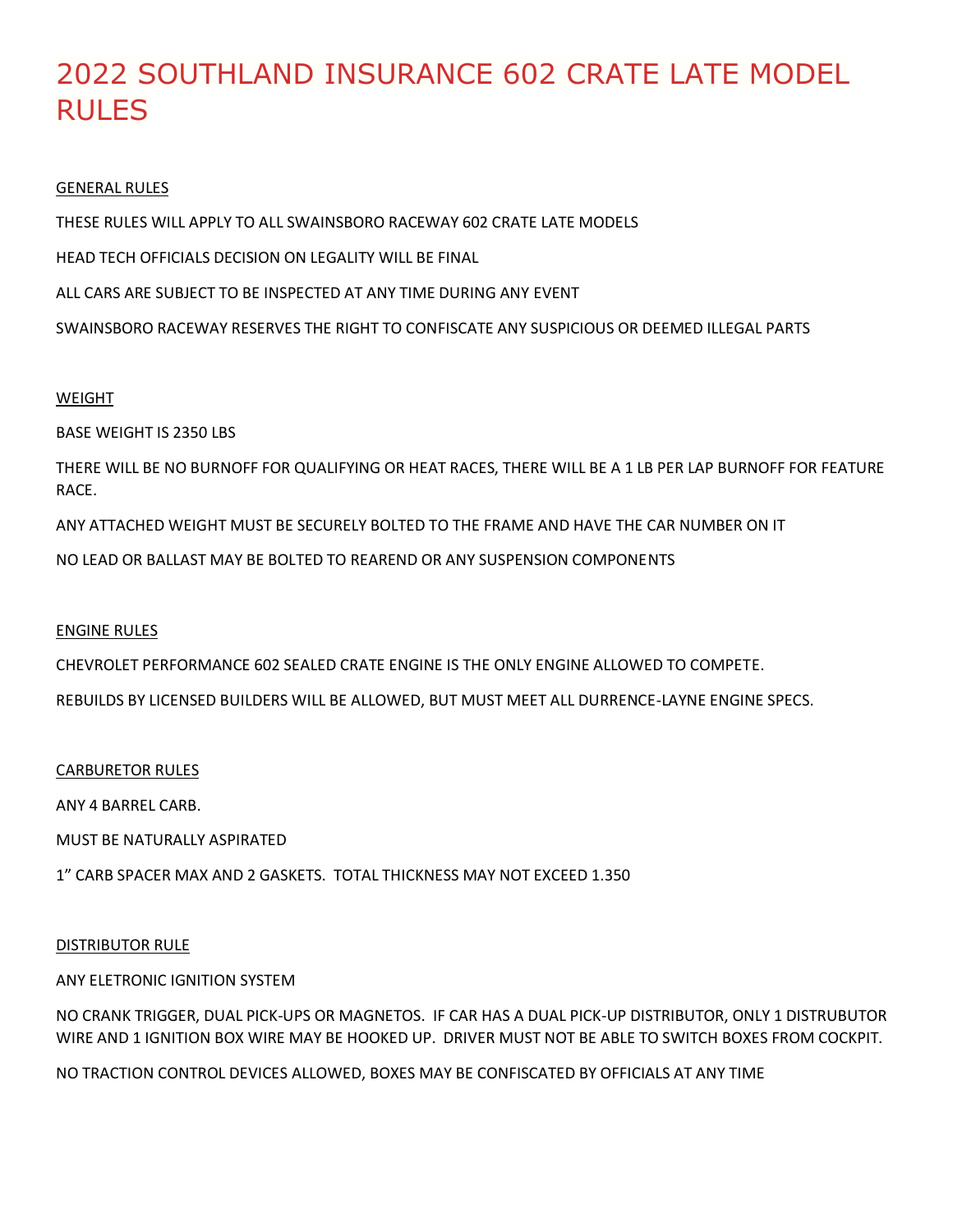# 2022 SOUTHLAND INSURANCE 602 CRATE LATE MODEL RULES

## GENERAL RULES

THESE RULES WILL APPLY TO ALL SWAINSBORO RACEWAY 602 CRATE LATE MODELS

HEAD TECH OFFICIALS DECISION ON LEGALITY WILL BE FINAL

ALL CARS ARE SUBJECT TO BE INSPECTED AT ANY TIME DURING ANY EVENT

SWAINSBORO RACEWAY RESERVES THE RIGHT TO CONFISCATE ANY SUSPICIOUS OR DEEMED ILLEGAL PARTS

## WEIGHT

BASE WEIGHT IS 2350 LBS

THERE WILL BE NO BURNOFF FOR QUALIFYING OR HEAT RACES, THERE WILL BE A 1 LB PER LAP BURNOFF FOR FEATURE RACE.

ANY ATTACHED WEIGHT MUST BE SECURELY BOLTED TO THE FRAME AND HAVE THE CAR NUMBER ON IT

NO LEAD OR BALLAST MAY BE BOLTED TO REAREND OR ANY SUSPENSION COMPONENTS

## ENGINE RULES

CHEVROLET PERFORMANCE 602 SEALED CRATE ENGINE IS THE ONLY ENGINE ALLOWED TO COMPETE.

REBUILDS BY LICENSED BUILDERS WILL BE ALLOWED, BUT MUST MEET ALL DURRENCE-LAYNE ENGINE SPECS.

## CARBURETOR RULES

ANY 4 BARREL CARB.

MUST BE NATURALLY ASPIRATED

1" CARB SPACER MAX AND 2 GASKETS. TOTAL THICKNESS MAY NOT EXCEED 1.350

## DISTRIBUTOR RULE

ANY ELETRONIC IGNITION SYSTEM

NO CRANK TRIGGER, DUAL PICK-UPS OR MAGNETOS. IF CAR HAS A DUAL PICK-UP DISTRIBUTOR, ONLY 1 DISTRUBUTOR WIRE AND 1 IGNITION BOX WIRE MAY BE HOOKED UP. DRIVER MUST NOT BE ABLE TO SWITCH BOXES FROM COCKPIT.

NO TRACTION CONTROL DEVICES ALLOWED, BOXES MAY BE CONFISCATED BY OFFICIALS AT ANY TIME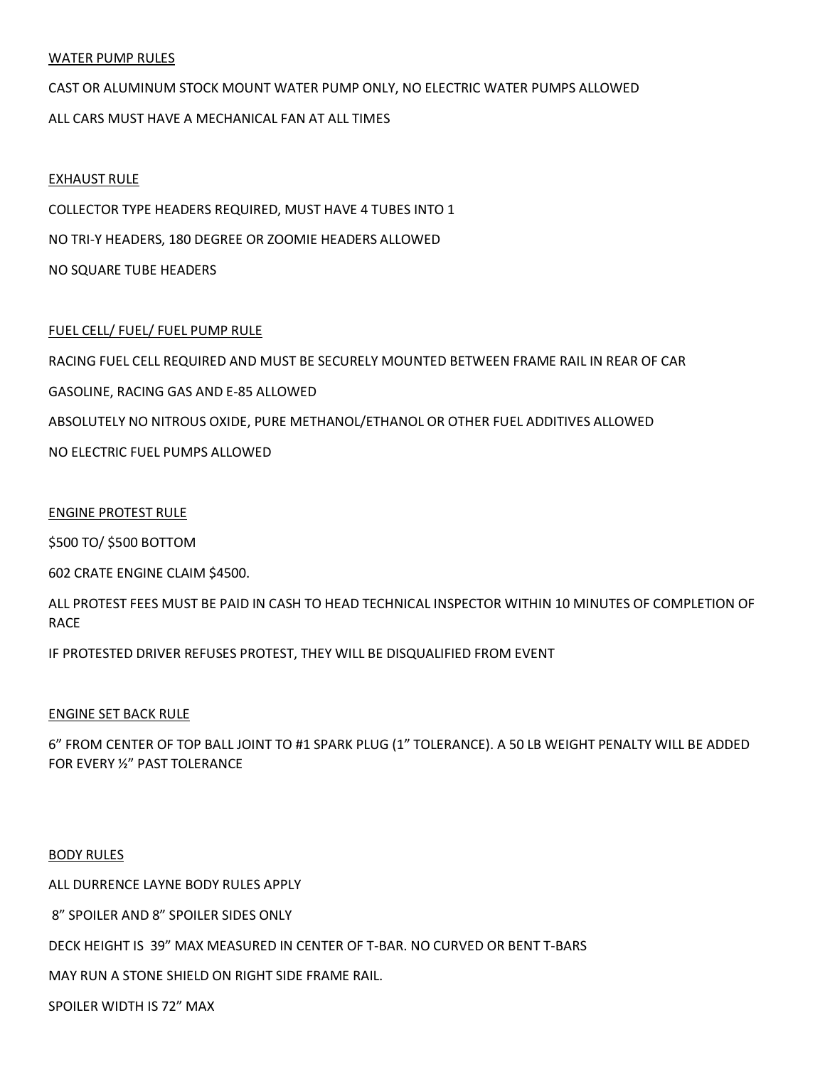<u>WATER PUMP RULES</u>

CAST OR ALUMINUM STOCK MOUNT WATER PUMP ONLY, NO ELECTRIC WATER PUMPS ALLOWED

ALL CARS MUST HAVE A MECHANICAL FAN AT ALL TIMES

<u>EXHAUST RULE</u>

COLLECTOR TYPE HEADERS REQUIRED, MUST HAVE 4 TUBES INTO 1

NO TRI-Y HEADERS, 180 DEGREE OR ZOOMIE HEADERS ALLOWED

NO SQUARE TUBE HEADERS

<u>FUEL CELL/ FUEL/ FUEL PUMP RULE</u>

RACING FUEL CELL REQUIRED AND MUST BE SECURELY MOUNTED BETWEEN FRAME RAIL IN REAR OF CAR

GASOLINE, RACING GAS AND E-85 ALLOWED

ABSOLUTELY NO NITROUS OXIDE, PURE METHANOL/ETHANOL OR OTHER FUEL ADDITIVES ALLOWED

NO ELECTRIC FUEL PUMPS ALLOWED

<u>ENGINE PROTEST RULE</u>

$500 TO/ $500 BOTTOM

602 CRATE ENGINE CLAIM $4500.

ALL PROTEST FEES MUST BE PAID IN CASH TO HEAD TECHNICAL INSPECTOR WITHIN 10 MINUTES OF COMPLETION OF RACE

IF PROTESTED DRIVER REFUSES PROTEST, THEY WILL BE DISQUALIFIED FROM EVENT

<u>ENGINE SET BACK RULE</u>

6" FROM CENTER OF TOP BALL JOINT TO #1 SPARK PLUG (1" TOLERANCE). A 50 LB WEIGHT PENALTY WILL BE ADDED FOR EVERY ½" PAST TOLERANCE

<u>BODY RULES</u>

ALL DURRENCE LAYNE BODY RULES APPLY

8" SPOILER AND 8" SPOILER SIDES ONLY

DECK HEIGHT IS 39" MAX MEASURED IN CENTER OF T-BAR. NO CURVED OR BENT T-BARS

MAY RUN A STONE SHIELD ON RIGHT SIDE FRAME RAIL.

SPOILER WIDTH IS 72" MAX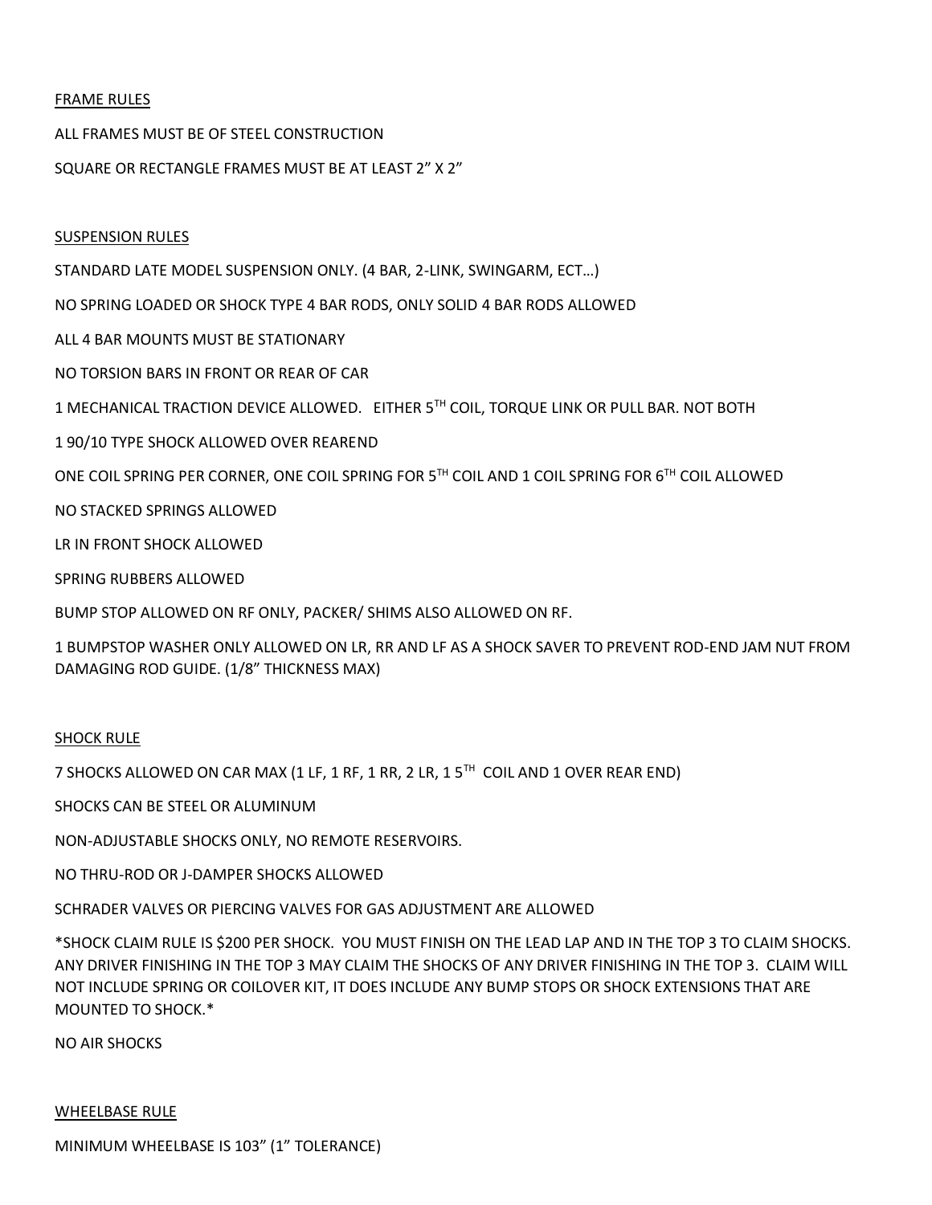## FRAME RULES

ALL FRAMES MUST BE OF STEEL CONSTRUCTION

SQUARE OR RECTANGLE FRAMES MUST BE AT LEAST 2” X 2”

## SUSPENSION RULES

STANDARD LATE MODEL SUSPENSION ONLY. (4 BAR, 2-LINK, SWINGARM, ECT…)

NO SPRING LOADED OR SHOCK TYPE 4 BAR RODS, ONLY SOLID 4 BAR RODS ALLOWED

ALL 4 BAR MOUNTS MUST BE STATIONARY

NO TORSION BARS IN FRONT OR REAR OF CAR

1 MECHANICAL TRACTION DEVICE ALLOWED. EITHER 5TH COIL, TORQUE LINK OR PULL BAR. NOT BOTH

1 90/10 TYPE SHOCK ALLOWED OVER REAREND

ONE COIL SPRING PER CORNER, ONE COIL SPRING FOR 5TH COIL AND 1 COIL SPRING FOR 6TH COIL ALLOWED

NO STACKED SPRINGS ALLOWED

LR IN FRONT SHOCK ALLOWED

SPRING RUBBERS ALLOWED

BUMP STOP ALLOWED ON RF ONLY, PACKER/ SHIMS ALSO ALLOWED ON RF.

1 BUMPSTOP WASHER ONLY ALLOWED ON LR, RR AND LF AS A SHOCK SAVER TO PREVENT ROD-END JAM NUT FROM DAMAGING ROD GUIDE. (1/8” THICKNESS MAX)

## SHOCK RULE

7 SHOCKS ALLOWED ON CAR MAX (1 LF, 1 RF, 1 RR, 2 LR, 1 5TH COIL AND 1 OVER REAR END)

SHOCKS CAN BE STEEL OR ALUMINUM

NON-ADJUSTABLE SHOCKS ONLY, NO REMOTE RESERVOIRS.

NO THRU-ROD OR J-DAMPER SHOCKS ALLOWED

SCHRADER VALVES OR PIERCING VALVES FOR GAS ADJUSTMENT ARE ALLOWED

*SHOCK CLAIM RULE IS $200 PER SHOCK. YOU MUST FINISH ON THE LEAD LAP AND IN THE TOP 3 TO CLAIM SHOCKS. ANY DRIVER FINISHING IN THE TOP 3 MAY CLAIM THE SHOCKS OF ANY DRIVER FINISHING IN THE TOP 3. CLAIM WILL NOT INCLUDE SPRING OR COILOVER KIT, IT DOES INCLUDE ANY BUMP STOPS OR SHOCK EXTENSIONS THAT ARE MOUNTED TO SHOCK.*

NO AIR SHOCKS

## WHEELBASE RULE

MINIMUM WHEELBASE IS 103” (1” TOLERANCE)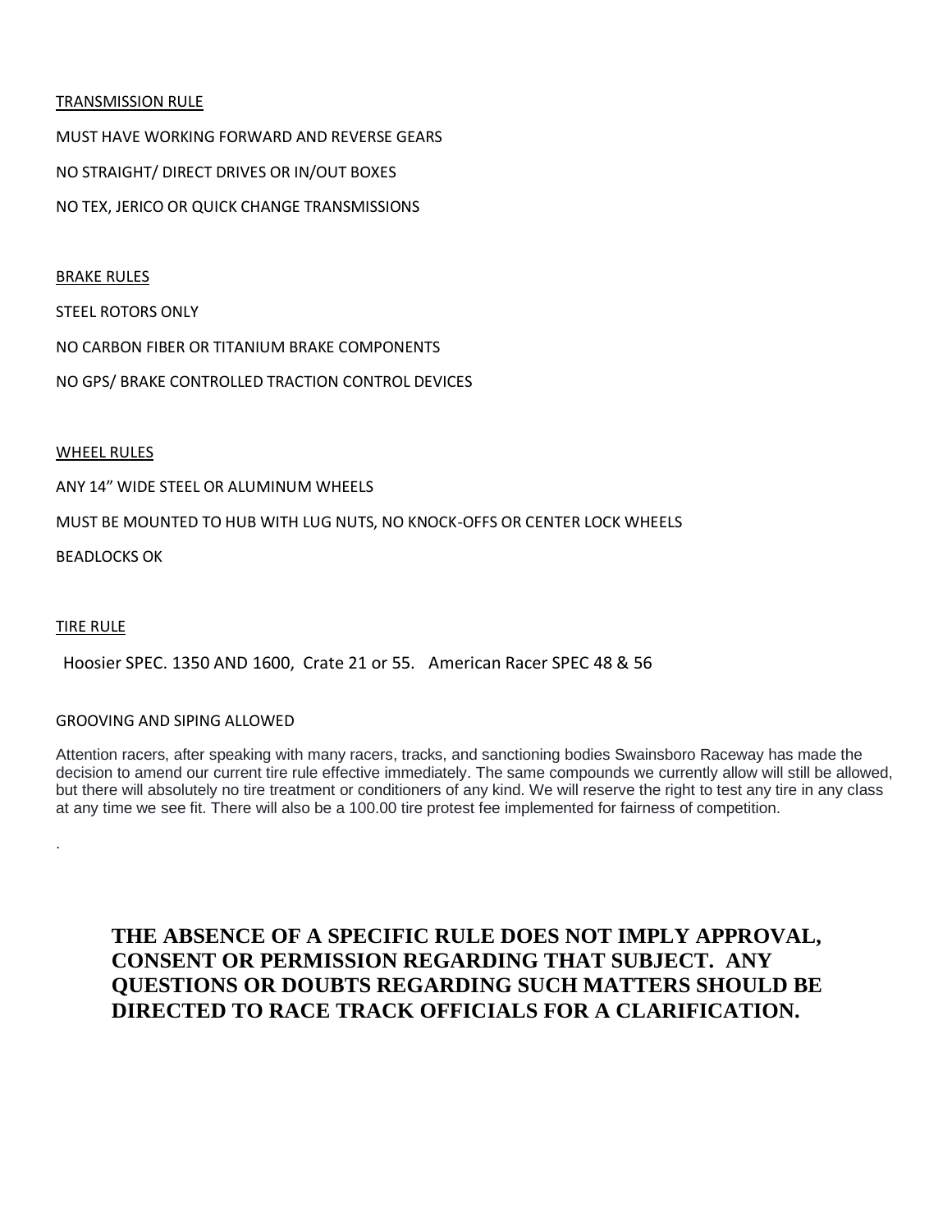TRANSMISSION RULE

MUST HAVE WORKING FORWARD AND REVERSE GEARS

NO STRAIGHT/ DIRECT DRIVES OR IN/OUT BOXES

NO TEX, JERICO OR QUICK CHANGE TRANSMISSIONS

BRAKE RULES

STEEL ROTORS ONLY

NO CARBON FIBER OR TITANIUM BRAKE COMPONENTS

NO GPS/ BRAKE CONTROLLED TRACTION CONTROL DEVICES

WHEEL RULES

ANY 14" WIDE STEEL OR ALUMINUM WHEELS

MUST BE MOUNTED TO HUB WITH LUG NUTS, NO KNOCK-OFFS OR CENTER LOCK WHEELS

BEADLOCKS OK

TIRE RULE

Hoosier SPEC. 1350 AND 1600, Crate 21 or 55. American Racer SPEC 48 & 56

GROOVING AND SIPING ALLOWED

Attention racers, after speaking with many racers, tracks, and sanctioning bodies Swainsboro Raceway has made the decision to amend our current tire rule effective immediately. The same compounds we currently allow will still be allowed, but there will absolutely no tire treatment or conditioners of any kind. We will reserve the right to test any tire in any class at any time we see fit. There will also be a 100.00 tire protest fee implemented for fairness of competition.

.

**THE ABSENCE OF A SPECIFIC RULE DOES NOT IMPLY APPROVAL, CONSENT OR PERMISSION REGARDING THAT SUBJECT. ANY QUESTIONS OR DOUBTS REGARDING SUCH MATTERS SHOULD BE DIRECTED TO RACE TRACK OFFICIALS FOR A CLARIFICATION.**